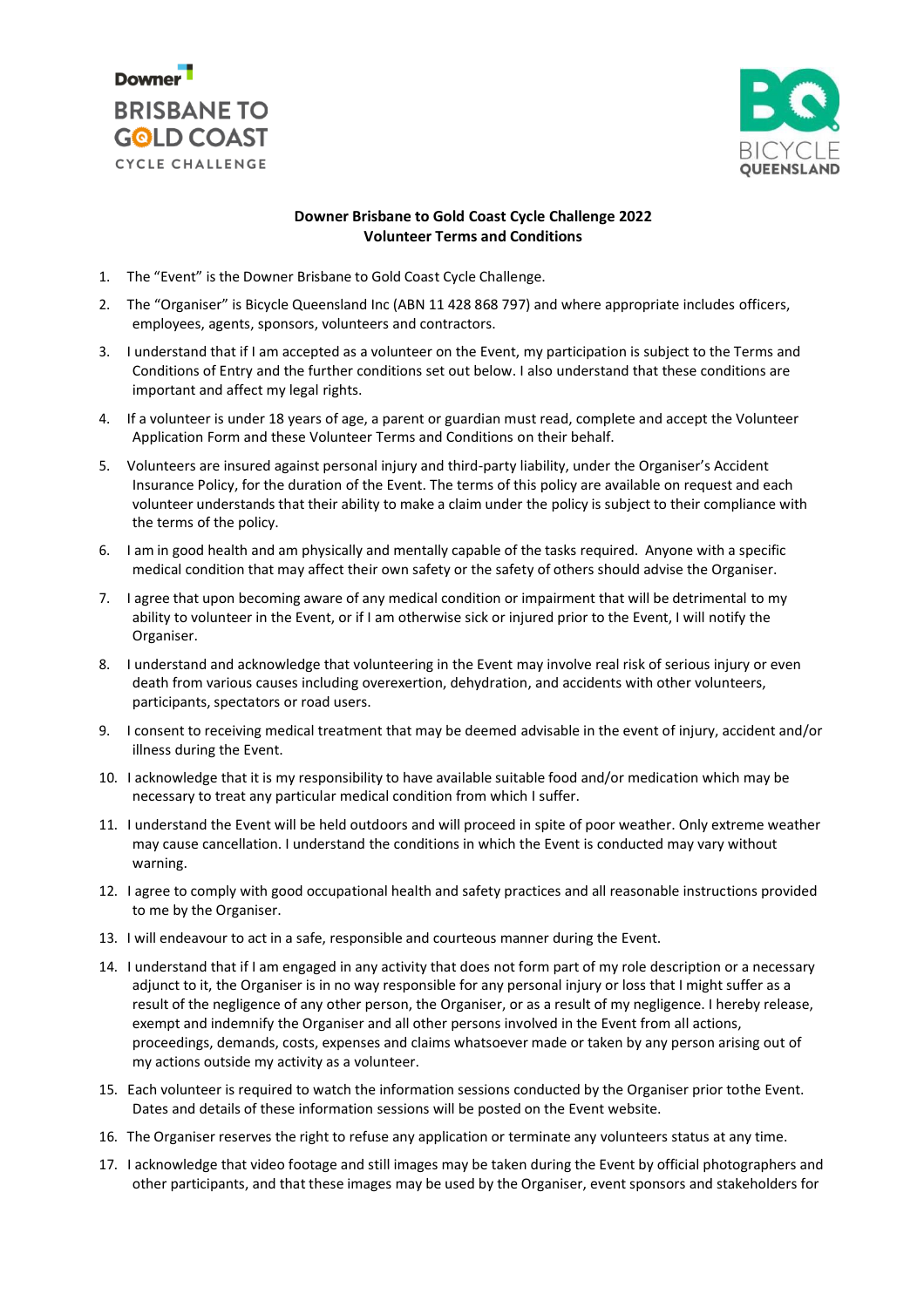Downer BRISBANE TO GOLD COAST CYCLE CHALLENGE

BICYCLE QUEENSLAND

**Downer Brisbane to Gold Coast Cycle Challenge 2022**
**Volunteer Terms and Conditions**

1. The "Event" is the Downer Brisbane to Gold Coast Cycle Challenge.
2. The "Organiser" is Bicycle Queensland Inc (ABN 11 428 868 797) and where appropriate includes officers, employees, agents, sponsors, volunteers and contractors.
3. I understand that if I am accepted as a volunteer on the Event, my participation is subject to the Terms and Conditions of Entry and the further conditions set out below. I also understand that these conditions are important and affect my legal rights.
4. If a volunteer is under 18 years of age, a parent or guardian must read, complete and accept the Volunteer Application Form and these Volunteer Terms and Conditions on their behalf.
5. Volunteers are insured against personal injury and third-party liability, under the Organiser's Accident Insurance Policy, for the duration of the Event. The terms of this policy are available on request and each volunteer understands that their ability to make a claim under the policy is subject to their compliance with the terms of the policy.
6. I am in good health and am physically and mentally capable of the tasks required. Anyone with a specific medical condition that may affect their own safety or the safety of others should advise the Organiser.
7. I agree that upon becoming aware of any medical condition or impairment that will be detrimental to my ability to volunteer in the Event, or if I am otherwise sick or injured prior to the Event, I will notify the Organiser.
8. I understand and acknowledge that volunteering in the Event may involve real risk of serious injury or even death from various causes including overexertion, dehydration, and accidents with other volunteers, participants, spectators or road users.
9. I consent to receiving medical treatment that may be deemed advisable in the event of injury, accident and/or illness during the Event.
10. I acknowledge that it is my responsibility to have available suitable food and/or medication which may be necessary to treat any particular medical condition from which I suffer.
11. I understand the Event will be held outdoors and will proceed in spite of poor weather. Only extreme weather may cause cancellation. I understand the conditions in which the Event is conducted may vary without warning.
12. I agree to comply with good occupational health and safety practices and all reasonable instructions provided to me by the Organiser.
13. I will endeavour to act in a safe, responsible and courteous manner during the Event.
14. I understand that if I am engaged in any activity that does not form part of my role description or a necessary adjunct to it, the Organiser is in no way responsible for any personal injury or loss that I might suffer as a result of the negligence of any other person, the Organiser, or as a result of my negligence. I hereby release, exempt and indemnify the Organiser and all other persons involved in the Event from all actions, proceedings, demands, costs, expenses and claims whatsoever made or taken by any person arising out of my actions outside my activity as a volunteer.
15. Each volunteer is required to watch the information sessions conducted by the Organiser prior tothe Event. Dates and details of these information sessions will be posted on the Event website.
16. The Organiser reserves the right to refuse any application or terminate any volunteers status at any time.
17. I acknowledge that video footage and still images may be taken during the Event by official photographers and other participants, and that these images may be used by the Organiser, event sponsors and stakeholders for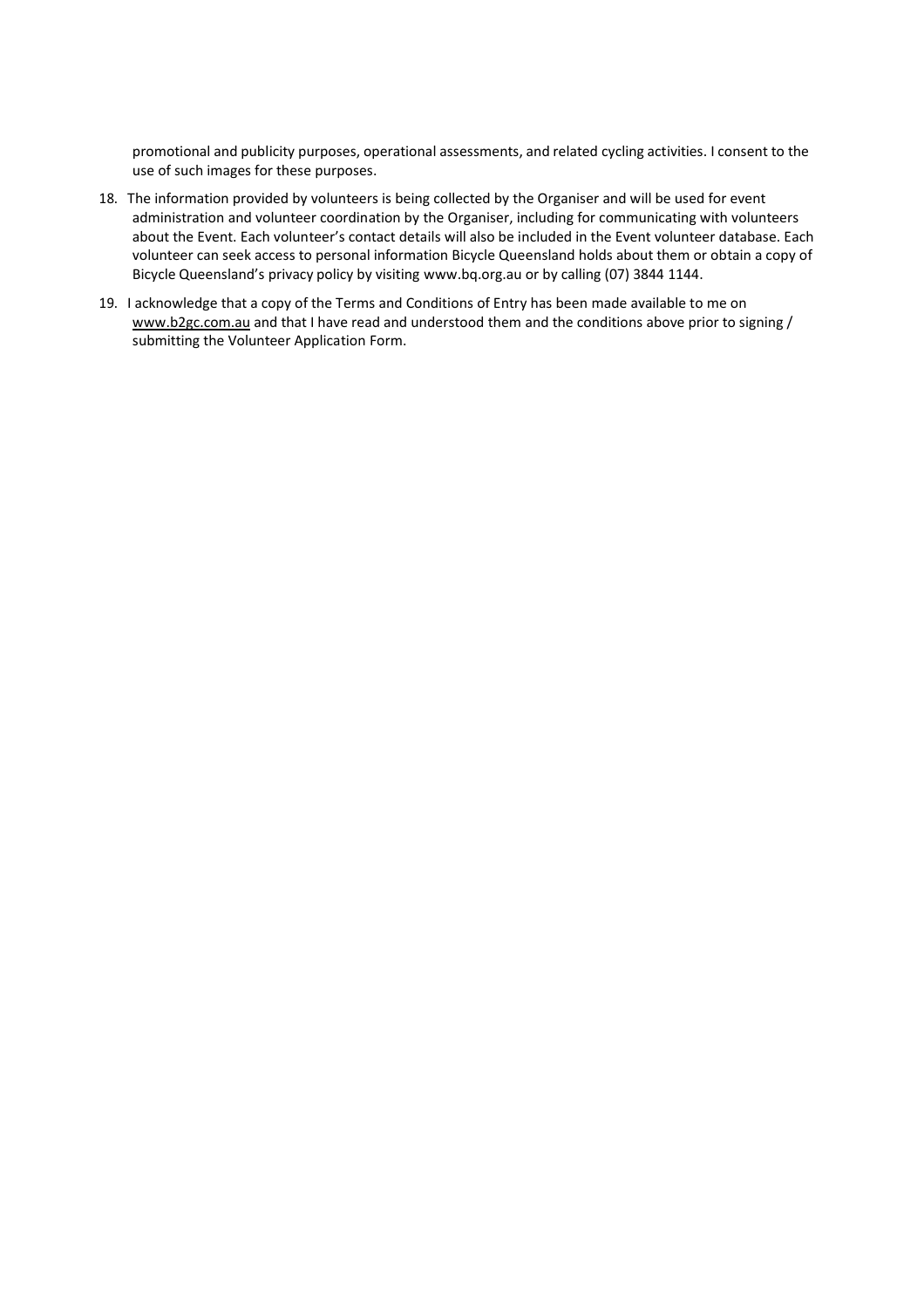promotional and publicity purposes, operational assessments, and related cycling activities. I consent to the use of such images for these purposes.

18. The information provided by volunteers is being collected by the Organiser and will be used for event administration and volunteer coordination by the Organiser, including for communicating with volunteers about the Event. Each volunteer's contact details will also be included in the Event volunteer database. Each volunteer can seek access to personal information Bicycle Queensland holds about them or obtain a copy of Bicycle Queensland's privacy policy by visiting www.bq.org.au or by calling (07) 3844 1144.

19. I acknowledge that a copy of the Terms and Conditions of Entry has been made available to me on www.b2gc.com.au and that I have read and understood them and the conditions above prior to signing / submitting the Volunteer Application Form.